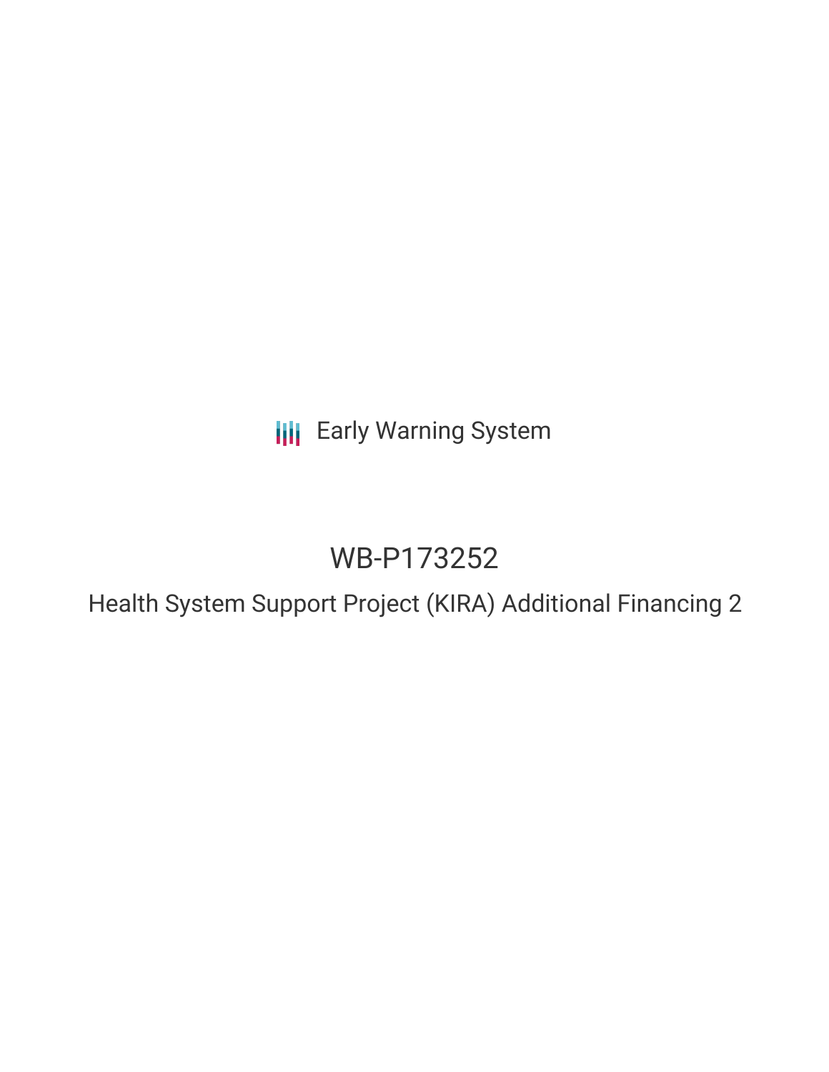Early Warning System

# WB-P173252

## Health System Support Project (KIRA) Additional Financing 2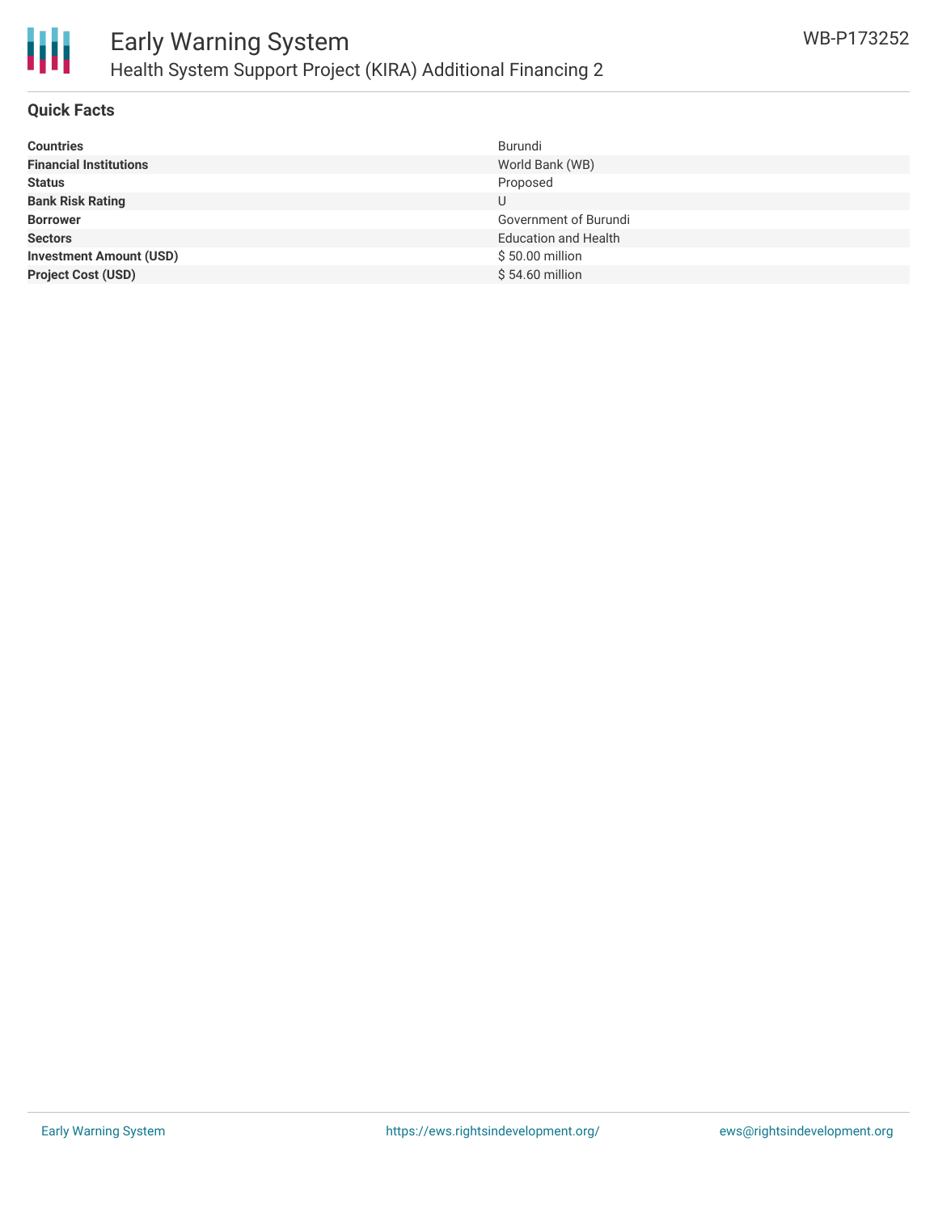# Early Warning System

## Health System Support Project (KIRA) Additional Financing 2

WB-P173252

### Quick Facts

| | |
|---|---|
| **Countries** | Burundi |
| **Financial Institutions** | World Bank (WB) |
| **Status** | Proposed |
| **Bank Risk Rating** | U |
| **Borrower** | Government of Burundi |
| **Sectors** | Education and Health |
| **Investment Amount (USD)** | $ 50.00 million |
| **Project Cost (USD)** | $ 54.60 million |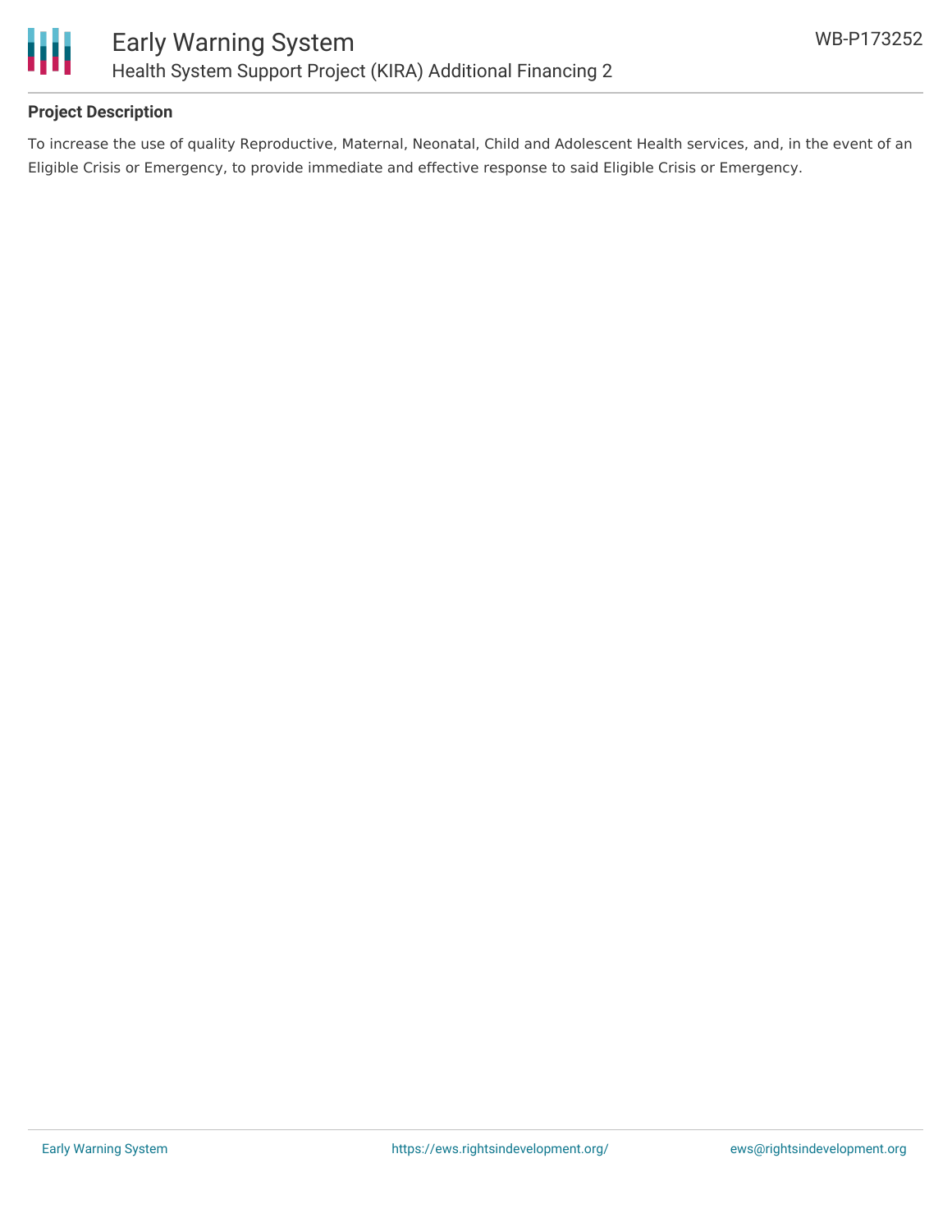**Project Description**

To increase the use of quality Reproductive, Maternal, Neonatal, Child and Adolescent Health services, and, in the event of an Eligible Crisis or Emergency, to provide immediate and effective response to said Eligible Crisis or Emergency.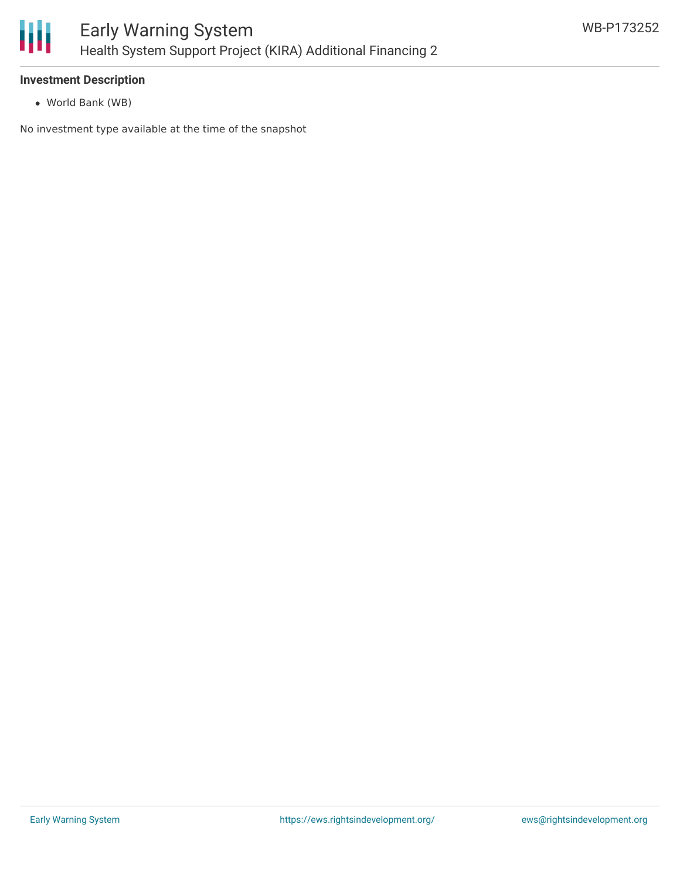### Investment Description

- World Bank (WB)

No investment type available at the time of the snapshot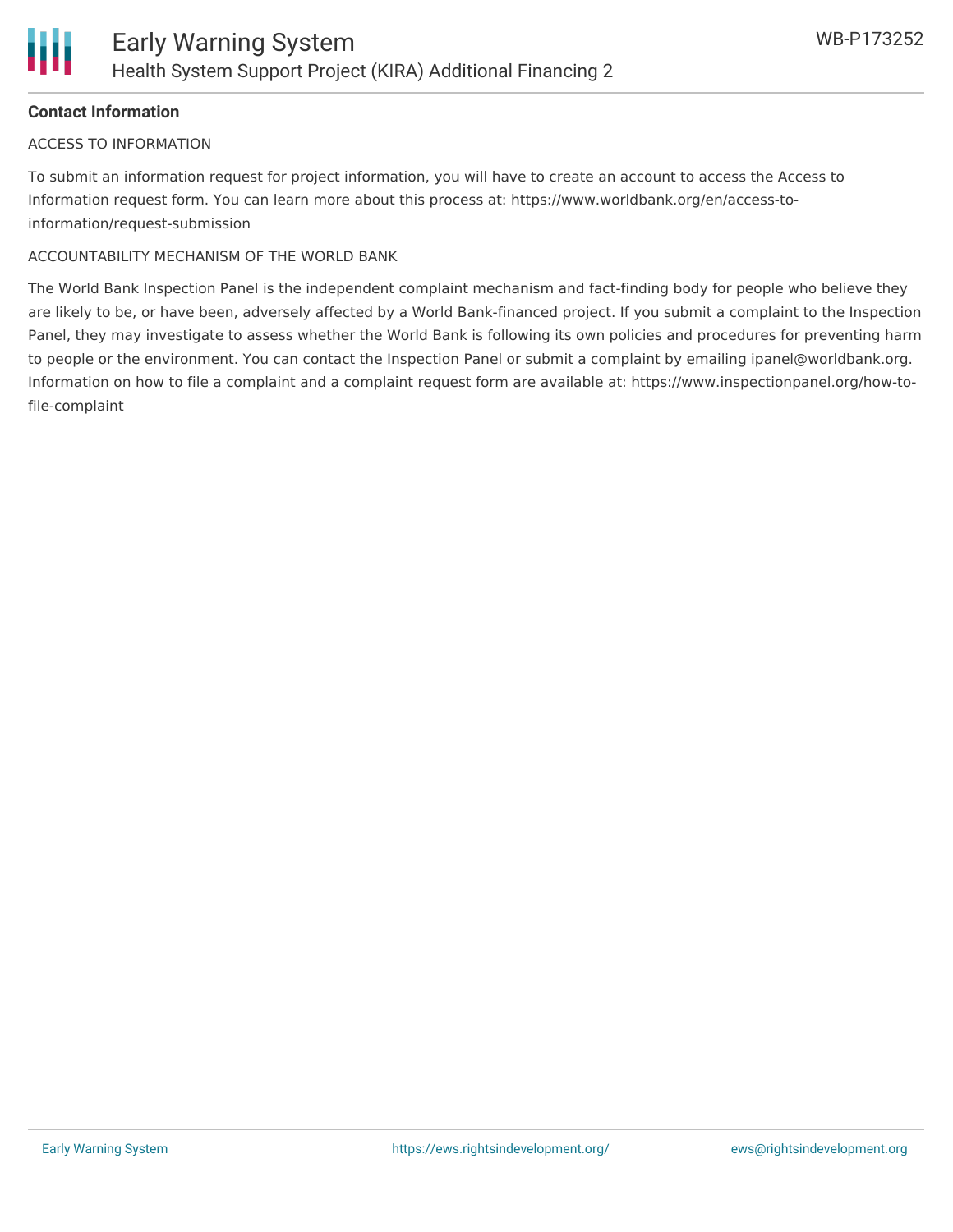## Contact Information

ACCESS TO INFORMATION

To submit an information request for project information, you will have to create an account to access the Access to Information request form. You can learn more about this process at: https://www.worldbank.org/en/access-to-information/request-submission

ACCOUNTABILITY MECHANISM OF THE WORLD BANK

The World Bank Inspection Panel is the independent complaint mechanism and fact-finding body for people who believe they are likely to be, or have been, adversely affected by a World Bank-financed project. If you submit a complaint to the Inspection Panel, they may investigate to assess whether the World Bank is following its own policies and procedures for preventing harm to people or the environment. You can contact the Inspection Panel or submit a complaint by emailing ipanel@worldbank.org. Information on how to file a complaint and a complaint request form are available at: https://www.inspectionpanel.org/how-to-file-complaint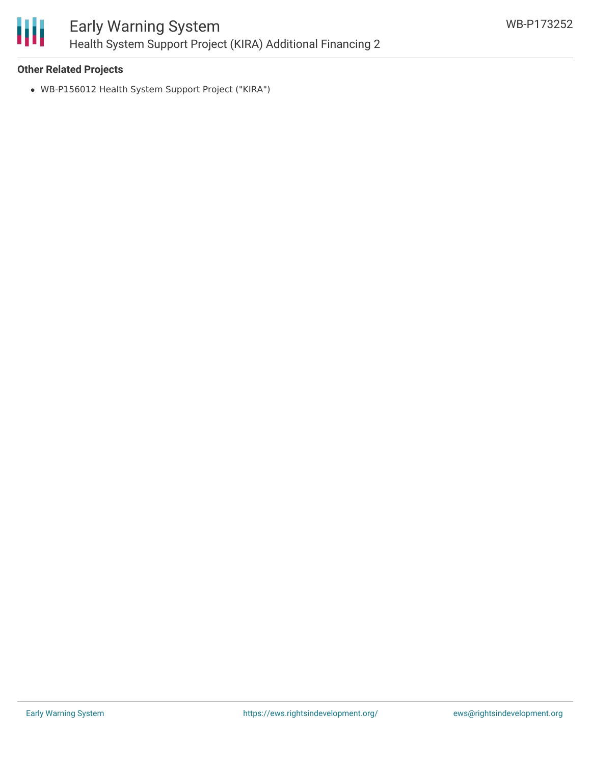**Other Related Projects**

- WB-P156012 Health System Support Project ("KIRA")